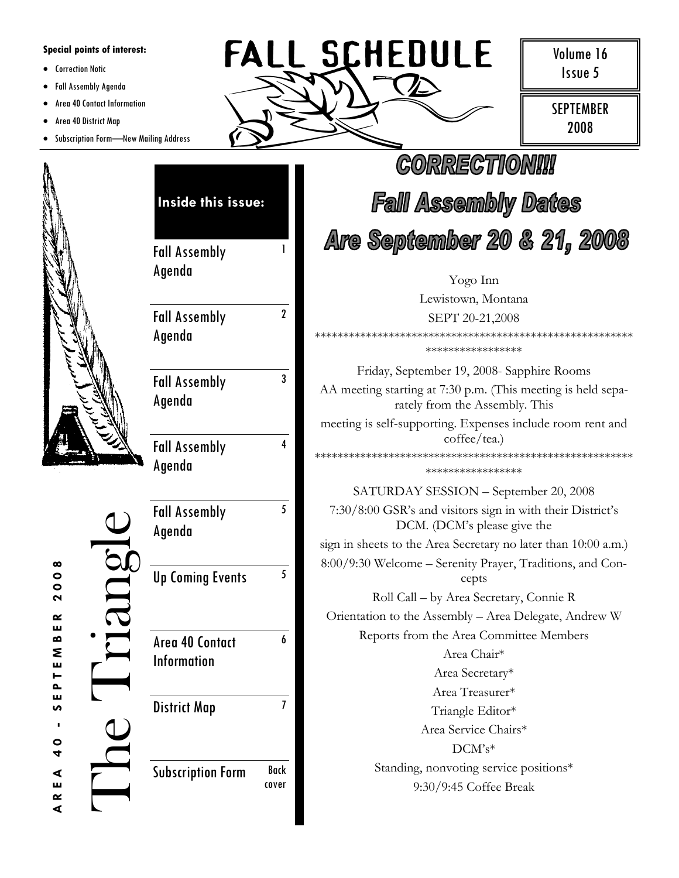**Special points of interest:**

- Correction Notic
- Fall Assembly Agenda
- Area 40 Contact Information
- Area 40 District Map
- Subscription Form—New Mailing Address

# FALL SCHEDULE

Volume 16
Issue 5

SEPTEMBER
2008

# The Triangle

AREA 40 - SEPTEMBER 2008

**Inside this issue:**

| | |
|---|---|
| Fall Assembly Agenda | 1 |
| Fall Assembly Agenda | 2 |
| Fall Assembly Agenda | 3 |
| Fall Assembly Agenda | 4 |
| Fall Assembly Agenda | 5 |
| Up Coming Events | 5 |
| Area 40 Contact Information | 6 |
| District Map | 7 |
| Subscription Form | Back cover |

# CORRECTION!!!
# Fall Assembly Dates Are September 20 & 21, 2008

Yogo Inn

Lewistown, Montana

SEPT 20-21,2008

*************************************************************************

Friday, September 19, 2008- Sapphire Rooms

AA meeting starting at 7:30 p.m. (This meeting is held separately from the Assembly. This meeting is self-supporting. Expenses include room rent and coffee/tea.)

*************************************************************************

SATURDAY SESSION – September 20, 2008

7:30/8:00 GSR's and visitors sign in with their District's DCM. (DCM's please give the sign in sheets to the Area Secretary no later than 10:00 a.m.)

8:00/9:30 Welcome – Serenity Prayer, Traditions, and Concepts

Roll Call – by Area Secretary, Connie R

Orientation to the Assembly – Area Delegate, Andrew W

Reports from the Area Committee Members

Area Chair*

Area Secretary*

Area Treasurer*

Triangle Editor*

Area Service Chairs*

DCM's*

Standing, nonvoting service positions*

9:30/9:45 Coffee Break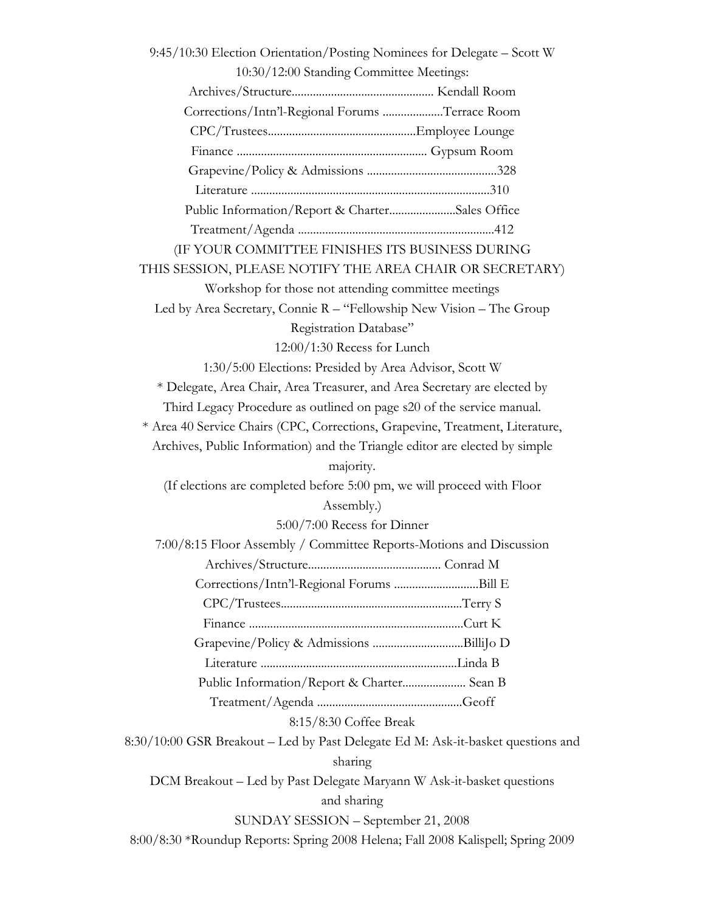9:45/10:30 Election Orientation/Posting Nominees for Delegate – Scott W

10:30/12:00 Standing Committee Meetings:

Archives/Structure.............................................. Kendall Room

Corrections/Intn'l-Regional Forums ....................Terrace Room

CPC/Trustees.................................................Employee Lounge

Finance .............................................................. Gypsum Room

Grapevine/Policy & Admissions ...........................................328

Literature ..............................................................................310

Public Information/Report & Charter......................Sales Office

Treatment/Agenda ................................................................412

(IF YOUR COMMITTEE FINISHES ITS BUSINESS DURING THIS SESSION, PLEASE NOTIFY THE AREA CHAIR OR SECRETARY)

Workshop for those not attending committee meetings

Led by Area Secretary, Connie R – "Fellowship New Vision – The Group Registration Database"

12:00/1:30 Recess for Lunch

1:30/5:00 Elections: Presided by Area Advisor, Scott W

* Delegate, Area Chair, Area Treasurer, and Area Secretary are elected by Third Legacy Procedure as outlined on page s20 of the service manual.

* Area 40 Service Chairs (CPC, Corrections, Grapevine, Treatment, Literature, Archives, Public Information) and the Triangle editor are elected by simple majority.

(If elections are completed before 5:00 pm, we will proceed with Floor Assembly.)

5:00/7:00 Recess for Dinner

7:00/8:15 Floor Assembly / Committee Reports-Motions and Discussion

Archives/Structure............................................ Conrad M

Corrections/Intn'l-Regional Forums ............................Bill E

CPC/Trustees...........................................................Terry S

Finance .......................................................................Curt K

Grapevine/Policy & Admissions ..............................BilliJo D

Literature .................................................................Linda B

Public Information/Report & Charter..................... Sean B

Treatment/Agenda ................................................Geoff

8:15/8:30 Coffee Break

8:30/10:00 GSR Breakout – Led by Past Delegate Ed M: Ask-it-basket questions and sharing

DCM Breakout – Led by Past Delegate Maryann W Ask-it-basket questions and sharing

SUNDAY SESSION – September 21, 2008

8:00/8:30 *Roundup Reports: Spring 2008 Helena; Fall 2008 Kalispell; Spring 2009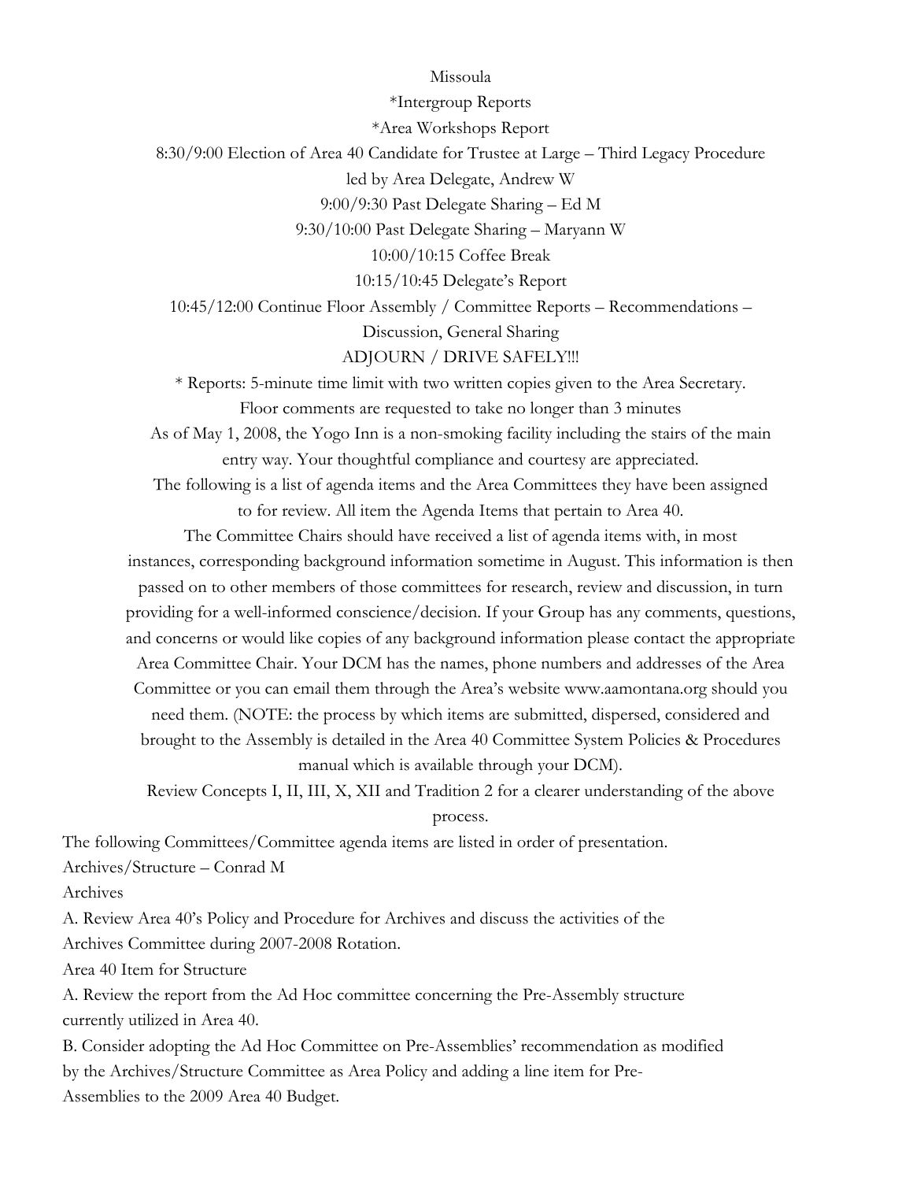Missoula

*Intergroup Reports

*Area Workshops Report

8:30/9:00 Election of Area 40 Candidate for Trustee at Large – Third Legacy Procedure led by Area Delegate, Andrew W

9:00/9:30 Past Delegate Sharing – Ed M

9:30/10:00 Past Delegate Sharing – Maryann W

10:00/10:15 Coffee Break

10:15/10:45 Delegate's Report

10:45/12:00 Continue Floor Assembly / Committee Reports – Recommendations – Discussion, General Sharing

ADJOURN / DRIVE SAFELY!!!

* Reports: 5-minute time limit with two written copies given to the Area Secretary. Floor comments are requested to take no longer than 3 minutes

As of May 1, 2008, the Yogo Inn is a non-smoking facility including the stairs of the main entry way. Your thoughtful compliance and courtesy are appreciated.

The following is a list of agenda items and the Area Committees they have been assigned to for review. All item the Agenda Items that pertain to Area 40.

The Committee Chairs should have received a list of agenda items with, in most instances, corresponding background information sometime in August. This information is then passed on to other members of those committees for research, review and discussion, in turn providing for a well-informed conscience/decision. If your Group has any comments, questions, and concerns or would like copies of any background information please contact the appropriate Area Committee Chair. Your DCM has the names, phone numbers and addresses of the Area Committee or you can email them through the Area's website www.aamontana.org should you need them. (NOTE: the process by which items are submitted, dispersed, considered and brought to the Assembly is detailed in the Area 40 Committee System Policies & Procedures manual which is available through your DCM).

Review Concepts I, II, III, X, XII and Tradition 2 for a clearer understanding of the above process.

The following Committees/Committee agenda items are listed in order of presentation.

Archives/Structure – Conrad M

Archives

A. Review Area 40's Policy and Procedure for Archives and discuss the activities of the Archives Committee during 2007-2008 Rotation.

Area 40 Item for Structure

A. Review the report from the Ad Hoc committee concerning the Pre-Assembly structure currently utilized in Area 40.

B. Consider adopting the Ad Hoc Committee on Pre-Assemblies' recommendation as modified by the Archives/Structure Committee as Area Policy and adding a line item for Pre-Assemblies to the 2009 Area 40 Budget.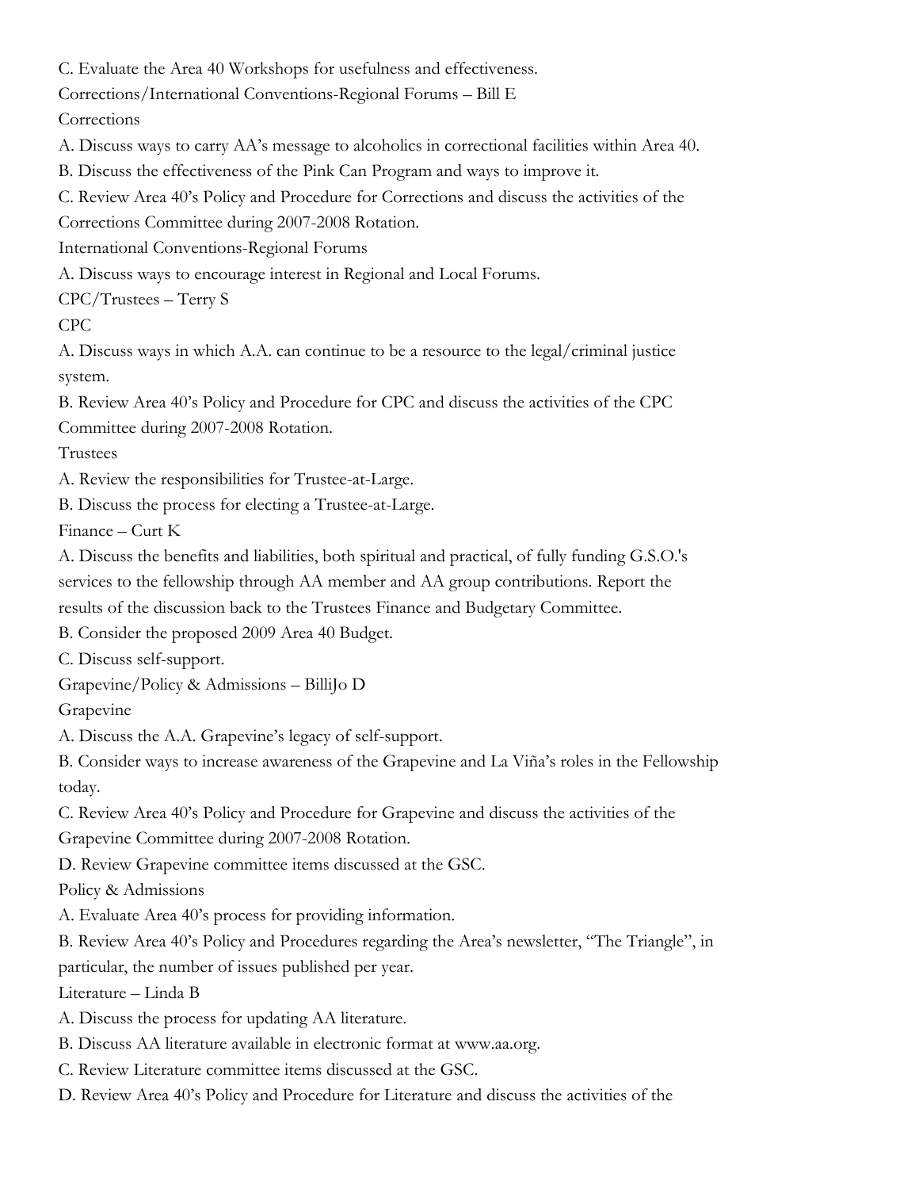C. Evaluate the Area 40 Workshops for usefulness and effectiveness.

Corrections/International Conventions-Regional Forums – Bill E

Corrections

A. Discuss ways to carry AA's message to alcoholics in correctional facilities within Area 40.

B. Discuss the effectiveness of the Pink Can Program and ways to improve it.

C. Review Area 40's Policy and Procedure for Corrections and discuss the activities of the Corrections Committee during 2007-2008 Rotation.

International Conventions-Regional Forums

A. Discuss ways to encourage interest in Regional and Local Forums.

CPC/Trustees – Terry S

CPC

A. Discuss ways in which A.A. can continue to be a resource to the legal/criminal justice system.

B. Review Area 40's Policy and Procedure for CPC and discuss the activities of the CPC Committee during 2007-2008 Rotation.

Trustees

A. Review the responsibilities for Trustee-at-Large.

B. Discuss the process for electing a Trustee-at-Large.

Finance – Curt K

A. Discuss the benefits and liabilities, both spiritual and practical, of fully funding G.S.O.'s services to the fellowship through AA member and AA group contributions. Report the results of the discussion back to the Trustees Finance and Budgetary Committee.

B. Consider the proposed 2009 Area 40 Budget.

C. Discuss self-support.

Grapevine/Policy & Admissions – BilliJo D

Grapevine

A. Discuss the A.A. Grapevine's legacy of self-support.

B. Consider ways to increase awareness of the Grapevine and La Viña's roles in the Fellowship today.

C. Review Area 40's Policy and Procedure for Grapevine and discuss the activities of the Grapevine Committee during 2007-2008 Rotation.

D. Review Grapevine committee items discussed at the GSC.

Policy & Admissions

A. Evaluate Area 40's process for providing information.

B. Review Area 40's Policy and Procedures regarding the Area's newsletter, "The Triangle", in particular, the number of issues published per year.

Literature – Linda B

A. Discuss the process for updating AA literature.

B. Discuss AA literature available in electronic format at www.aa.org.

C. Review Literature committee items discussed at the GSC.

D. Review Area 40's Policy and Procedure for Literature and discuss the activities of the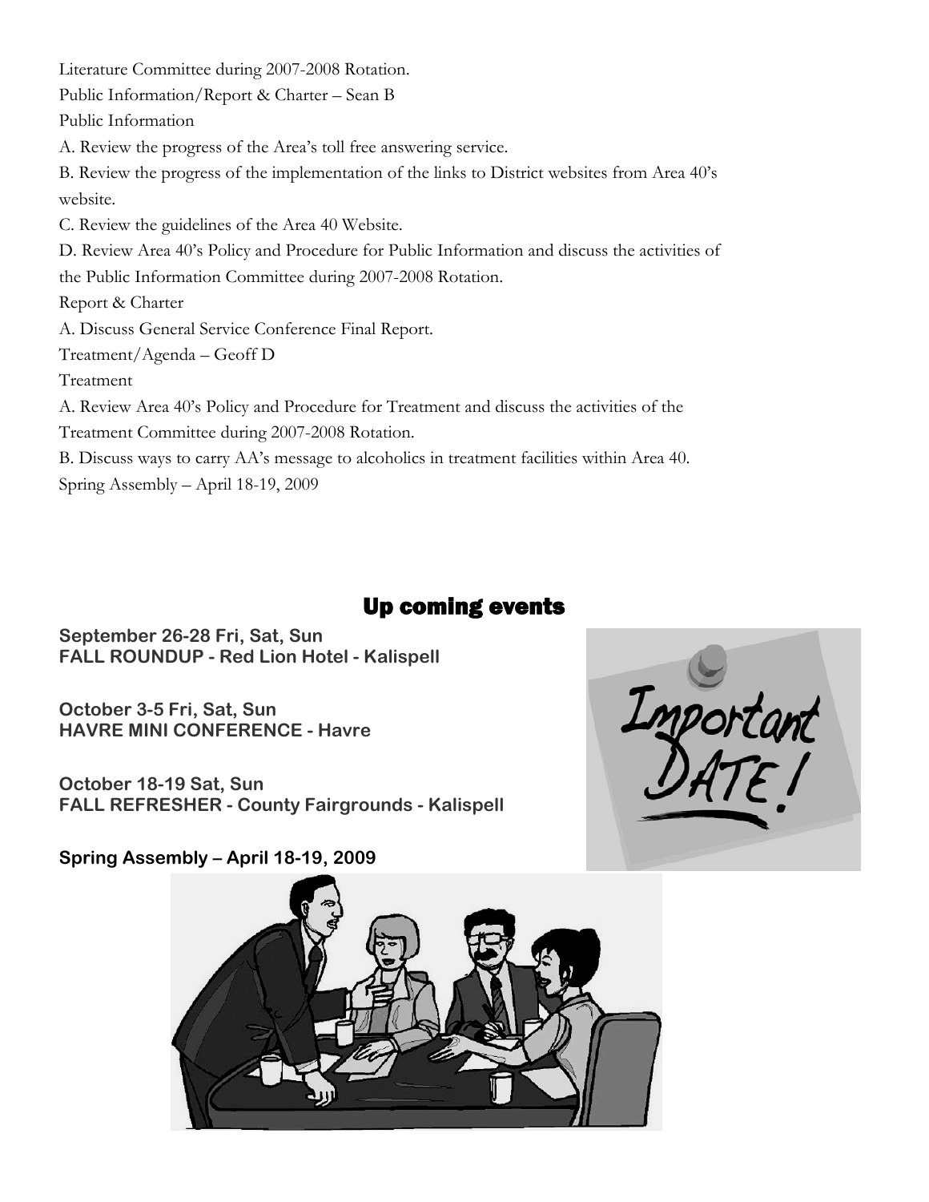Literature Committee during 2007-2008 Rotation.

Public Information/Report & Charter – Sean B

Public Information

A. Review the progress of the Area's toll free answering service.

B. Review the progress of the implementation of the links to District websites from Area 40's website.

C. Review the guidelines of the Area 40 Website.

D. Review Area 40's Policy and Procedure for Public Information and discuss the activities of the Public Information Committee during 2007-2008 Rotation.

Report & Charter

A. Discuss General Service Conference Final Report.

Treatment/Agenda – Geoff D

Treatment

A. Review Area 40's Policy and Procedure for Treatment and discuss the activities of the Treatment Committee during 2007-2008 Rotation.

B. Discuss ways to carry AA's message to alcoholics in treatment facilities within Area 40.

Spring Assembly – April 18-19, 2009

## Up coming events

**September 26-28 Fri, Sat, Sun**
**FALL ROUNDUP - Red Lion Hotel - Kalispell**

**October 3-5 Fri, Sat, Sun**
**HAVRE MINI CONFERENCE - Havre**

**October 18-19 Sat, Sun**
**FALL REFRESHER - County Fairgrounds - Kalispell**

**Spring Assembly – April 18-19, 2009**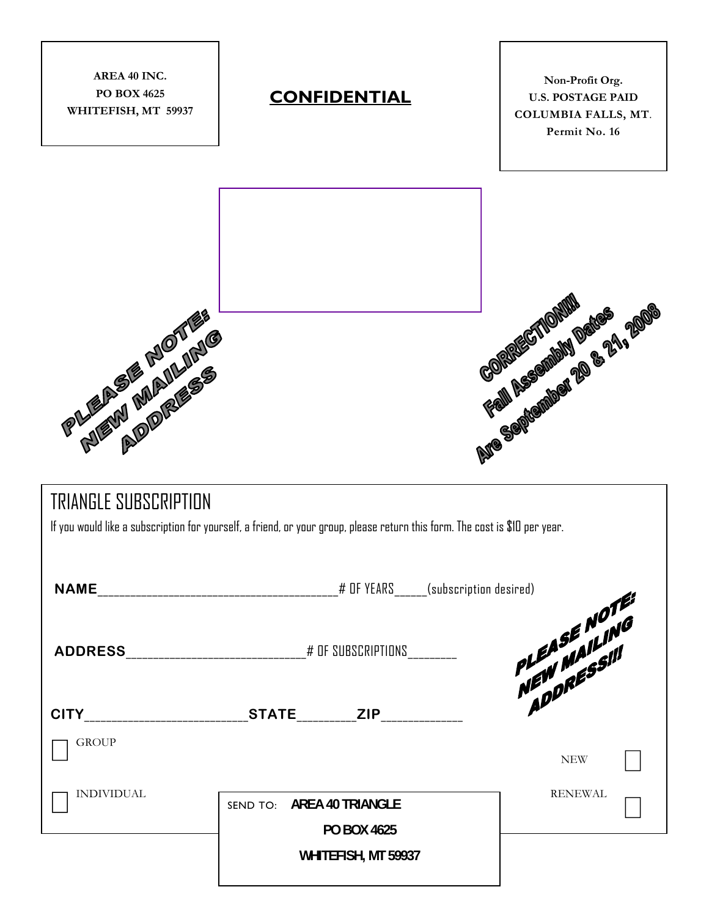AREA 40 INC.
PO BOX 4625
WHITEFISH, MT 59937

**CONFIDENTIAL**

Non-Profit Org.
U.S. POSTAGE PAID
COLUMBIA FALLS, MT.
Permit No. 16

PLEASE NOTE: NEW MAILING ADDRESS

CORRECTION!!! Fall Assembly Dates Are September 20 & 21, 2008

## TRIANGLE SUBSCRIPTION

If you would like a subscription for yourself, a friend, or your group, please return this form. The cost is $10 per year.

**NAME**_______________________________ # OF YEARS_____(subscription desired)

**ADDRESS**_______________________ # OF SUBSCRIPTIONS________

PLEASE NOTE: NEW MAILING ADDRESS!!!

**CITY**____________________**STATE**________**ZIP**____________

☐ GROUP

☐ INDIVIDUAL

NEW ☐

RENEWAL ☐

SEND TO: **AREA 40 TRIANGLE**
**PO BOX 4625**
**WHITEFISH, MT 59937**